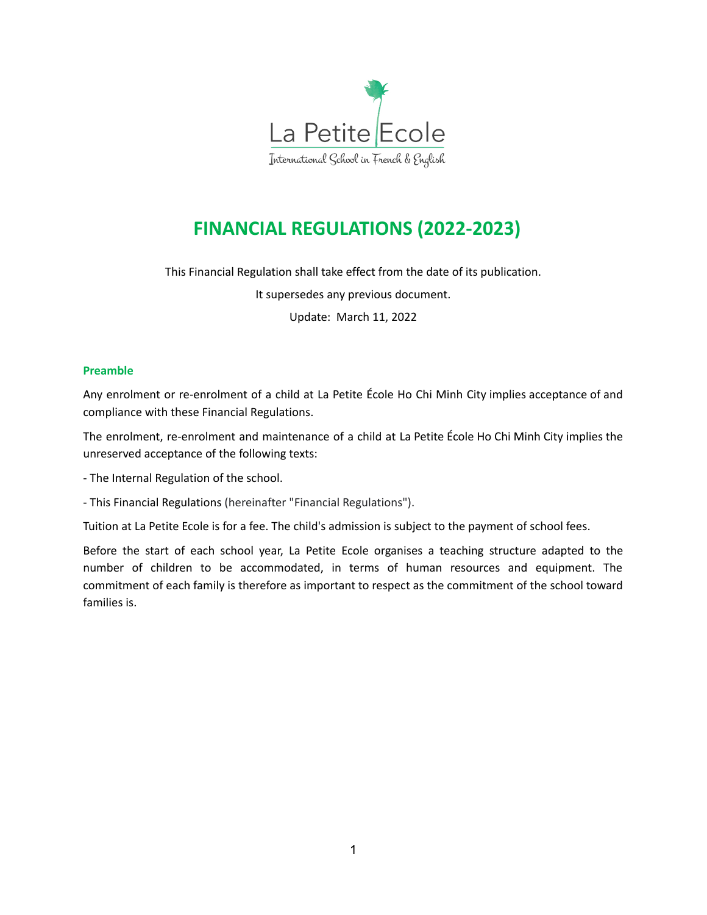La Petite Ecole

International School in French & English

# FINANCIAL REGULATIONS (2022-2023)

This Financial Regulation shall take effect from the date of its publication.

It supersedes any previous document.

Update: March 11, 2022

## Preamble

Any enrolment or re-enrolment of a child at La Petite École Ho Chi Minh City implies acceptance of and compliance with these Financial Regulations.

The enrolment, re-enrolment and maintenance of a child at La Petite École Ho Chi Minh City implies the unreserved acceptance of the following texts:

- The Internal Regulation of the school.
- This Financial Regulations (hereinafter "Financial Regulations").

Tuition at La Petite Ecole is for a fee. The child's admission is subject to the payment of school fees.

Before the start of each school year, La Petite Ecole organises a teaching structure adapted to the number of children to be accommodated, in terms of human resources and equipment. The commitment of each family is therefore as important to respect as the commitment of the school toward families is.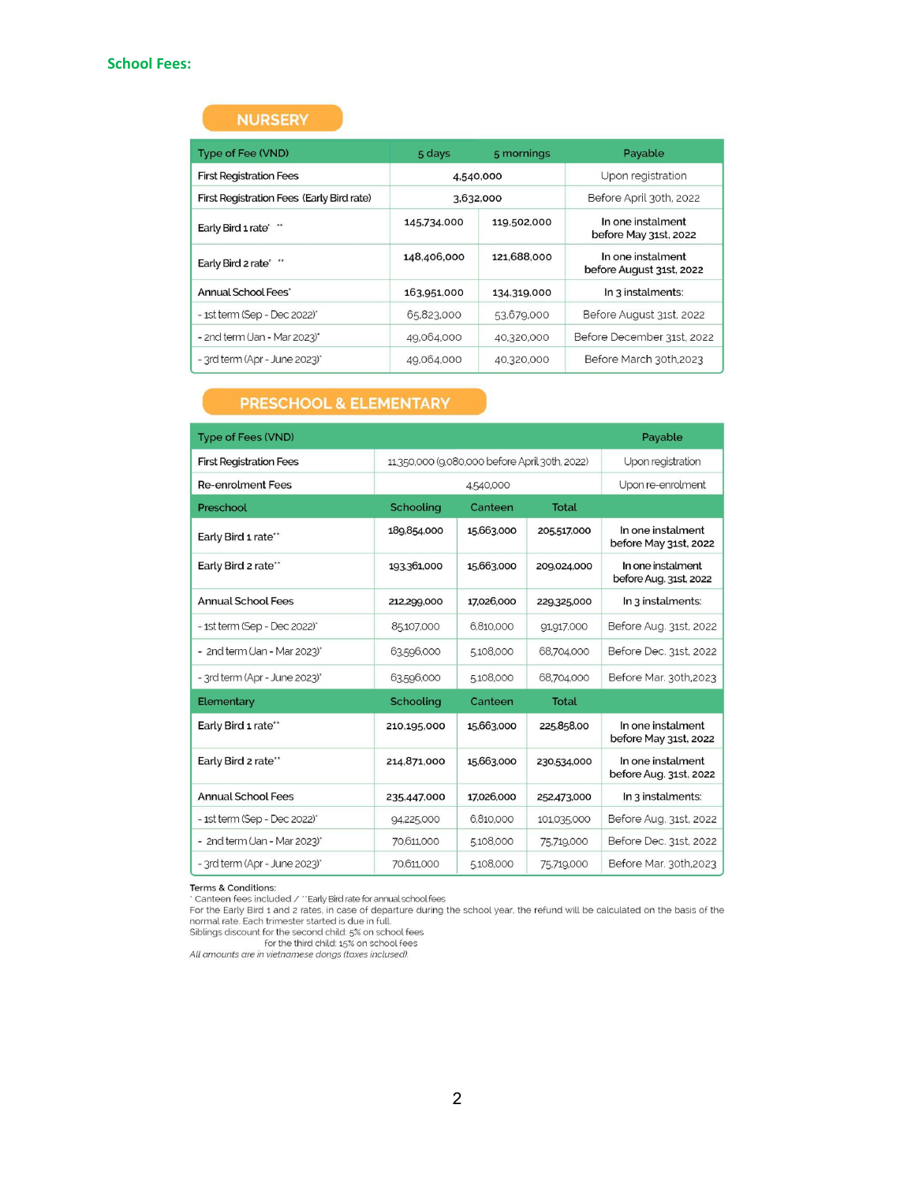**School Fees:**

## NURSERY

| Type of Fee (VND) | 5 days | 5 mornings | Payable |
|---|---|---|---|
| First Registration Fees | 4,540,000 | | Upon registration |
| First Registration Fees (Early Bird rate) | 3,632,000 | | Before April 30th, 2022 |
| Early Bird 1 rate* ** | 145,734,000 | 119,502,000 | In one instalment before May 31st, 2022 |
| Early Bird 2 rate* ** | 148,406,000 | 121,688,000 | In one instalment before August 31st, 2022 |
| Annual School Fees* | 163,951,000 | 134,319,000 | In 3 instalments: |
| - 1st term (Sep - Dec 2022)* | 65,823,000 | 53,679,000 | Before August 31st, 2022 |
| - 2nd term (Jan - Mar 2023)* | 49,064,000 | 40,320,000 | Before December 31st, 2022 |
| - 3rd term (Apr - June 2023)* | 49,064,000 | 40,320,000 | Before March 30th,2023 |

## PRESCHOOL & ELEMENTARY

| Type of Fees (VND) | | | | Payable |
|---|---|---|---|---|
| First Registration Fees | 11,350,000 (9,080,000 before April 30th, 2022) | | | Upon registration |
| Re-enrolment Fees | 4,540,000 | | | Upon re-enrolment |
| **Preschool** | **Schooling** | **Canteen** | **Total** | |
| Early Bird 1 rate** | 189,854,000 | 15,663,000 | 205,517,000 | In one instalment before May 31st, 2022 |
| Early Bird 2 rate** | 193,361,000 | 15,663,000 | 209,024,000 | In one instalment before Aug. 31st, 2022 |
| Annual School Fees | 212,299,000 | 17,026,000 | 229,325,000 | In 3 instalments: |
| - 1st term (Sep - Dec 2022)* | 85,107,000 | 6,810,000 | 91,917,000 | Before Aug. 31st, 2022 |
| - 2nd term (Jan - Mar 2023)* | 63,596,000 | 5,108,000 | 68,704,000 | Before Dec. 31st, 2022 |
| - 3rd term (Apr - June 2023)* | 63,596,000 | 5,108,000 | 68,704,000 | Before Mar. 30th,2023 |
| **Elementary** | **Schooling** | **Canteen** | **Total** | |
| Early Bird 1 rate** | 210,195,000 | 15,663,000 | 225,858,00 | In one instalment before May 31st, 2022 |
| Early Bird 2 rate** | 214,871,000 | 15,663,000 | 230,534,000 | In one instalment before Aug. 31st, 2022 |
| Annual School Fees | 235,447,000 | 17,026,000 | 252,473,000 | In 3 instalments: |
| - 1st term (Sep - Dec 2022)* | 94,225,000 | 6,810,000 | 101,035,000 | Before Aug. 31st, 2022 |
| - 2nd term (Jan - Mar 2023)* | 70,611,000 | 5,108,000 | 75,719,000 | Before Dec. 31st, 2022 |
| - 3rd term (Apr - June 2023)* | 70,611,000 | 5,108,000 | 75,719,000 | Before Mar. 30th,2023 |

Terms & Conditions:

* Canteen fees included / ** Early Bird rate for annual school fees

For the Early Bird 1 and 2 rates, in case of departure during the school year, the refund will be calculated on the basis of the normal rate. Each trimester started is due in full.

Siblings discount for the second child: 5% on school fees

for the third child: 15% on school fees

*All amounts are in vietnamese dongs (taxes inclused)*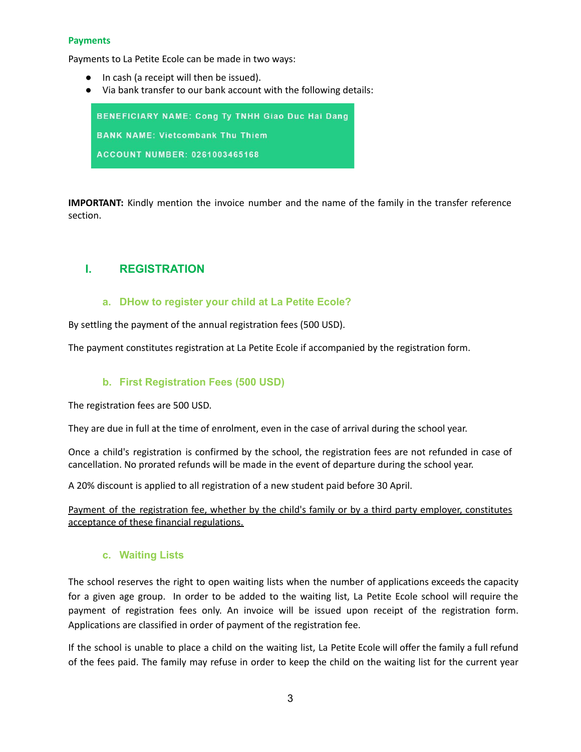**Payments**

Payments to La Petite Ecole can be made in two ways:

- In cash (a receipt will then be issued).
- Via bank transfer to our bank account with the following details:

> **BENEFICIARY NAME: Cong Ty TNHH Giao Duc Hai Dang**
>
> **BANK NAME: Vietcombank Thu Thiem**
>
> **ACCOUNT NUMBER: 0261003465168**

**IMPORTANT:** Kindly mention the invoice number and the name of the family in the transfer reference section.

## I. REGISTRATION

### a. DHow to register your child at La Petite Ecole?

By settling the payment of the annual registration fees (500 USD).

The payment constitutes registration at La Petite Ecole if accompanied by the registration form.

### b. First Registration Fees (500 USD)

The registration fees are 500 USD.

They are due in full at the time of enrolment, even in the case of arrival during the school year.

Once a child's registration is confirmed by the school, the registration fees are not refunded in case of cancellation. No prorated refunds will be made in the event of departure during the school year.

A 20% discount is applied to all registration of a new student paid before 30 April.

<u>Payment of the registration fee, whether by the child's family or by a third party employer, constitutes acceptance of these financial regulations.</u>

### c. Waiting Lists

The school reserves the right to open waiting lists when the number of applications exceeds the capacity for a given age group. In order to be added to the waiting list, La Petite Ecole school will require the payment of registration fees only. An invoice will be issued upon receipt of the registration form. Applications are classified in order of payment of the registration fee.

If the school is unable to place a child on the waiting list, La Petite Ecole will offer the family a full refund of the fees paid. The family may refuse in order to keep the child on the waiting list for the current year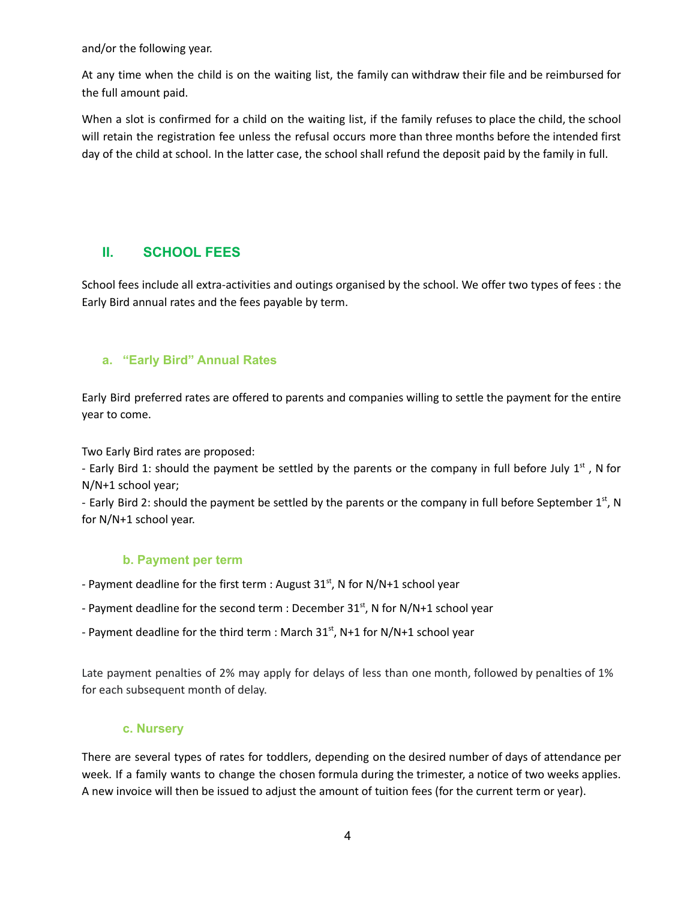and/or the following year.

At any time when the child is on the waiting list, the family can withdraw their file and be reimbursed for the full amount paid.

When a slot is confirmed for a child on the waiting list, if the family refuses to place the child, the school will retain the registration fee unless the refusal occurs more than three months before the intended first day of the child at school. In the latter case, the school shall refund the deposit paid by the family in full.

## II. SCHOOL FEES

School fees include all extra-activities and outings organised by the school. We offer two types of fees : the Early Bird annual rates and the fees payable by term.

### a. "Early Bird" Annual Rates

Early Bird preferred rates are offered to parents and companies willing to settle the payment for the entire year to come.

Two Early Bird rates are proposed:
- Early Bird 1: should the payment be settled by the parents or the company in full before July 1st , N for N/N+1 school year;
- Early Bird 2: should the payment be settled by the parents or the company in full before September 1st, N for N/N+1 school year.

### b. Payment per term

- Payment deadline for the first term : August 31st, N for N/N+1 school year

- Payment deadline for the second term : December 31st, N for N/N+1 school year

- Payment deadline for the third term : March 31st, N+1 for N/N+1 school year

Late payment penalties of 2% may apply for delays of less than one month, followed by penalties of 1% for each subsequent month of delay.

### c. Nursery

There are several types of rates for toddlers, depending on the desired number of days of attendance per week. If a family wants to change the chosen formula during the trimester, a notice of two weeks applies. A new invoice will then be issued to adjust the amount of tuition fees (for the current term or year).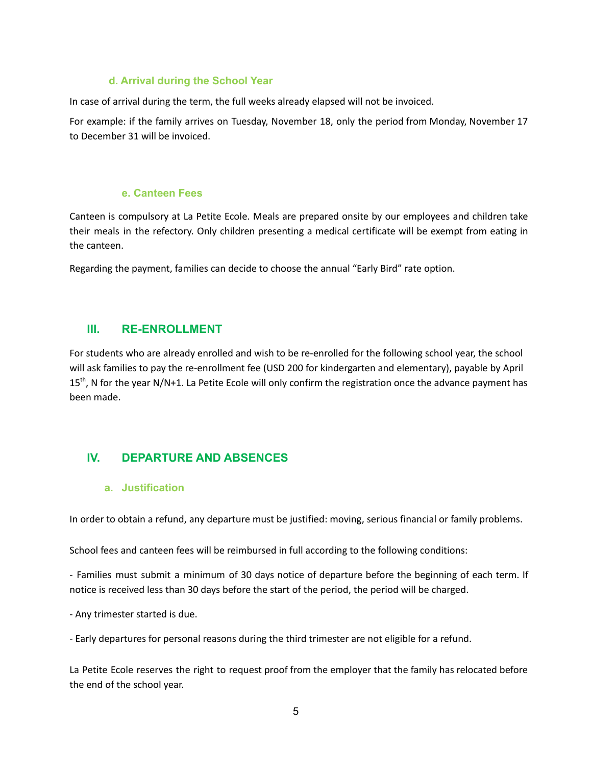### d. Arrival during the School Year

In case of arrival during the term, the full weeks already elapsed will not be invoiced.

For example: if the family arrives on Tuesday, November 18, only the period from Monday, November 17 to December 31 will be invoiced.

### e. Canteen Fees

Canteen is compulsory at La Petite Ecole. Meals are prepared onsite by our employees and children take their meals in the refectory. Only children presenting a medical certificate will be exempt from eating in the canteen.

Regarding the payment, families can decide to choose the annual "Early Bird" rate option.

## III. RE-ENROLLMENT

For students who are already enrolled and wish to be re-enrolled for the following school year, the school will ask families to pay the re-enrollment fee (USD 200 for kindergarten and elementary), payable by April 15th, N for the year N/N+1. La Petite Ecole will only confirm the registration once the advance payment has been made.

## IV. DEPARTURE AND ABSENCES

### a. Justification

In order to obtain a refund, any departure must be justified: moving, serious financial or family problems.

School fees and canteen fees will be reimbursed in full according to the following conditions:

- Families must submit a minimum of 30 days notice of departure before the beginning of each term. If notice is received less than 30 days before the start of the period, the period will be charged.

- Any trimester started is due.

- Early departures for personal reasons during the third trimester are not eligible for a refund.

La Petite Ecole reserves the right to request proof from the employer that the family has relocated before the end of the school year.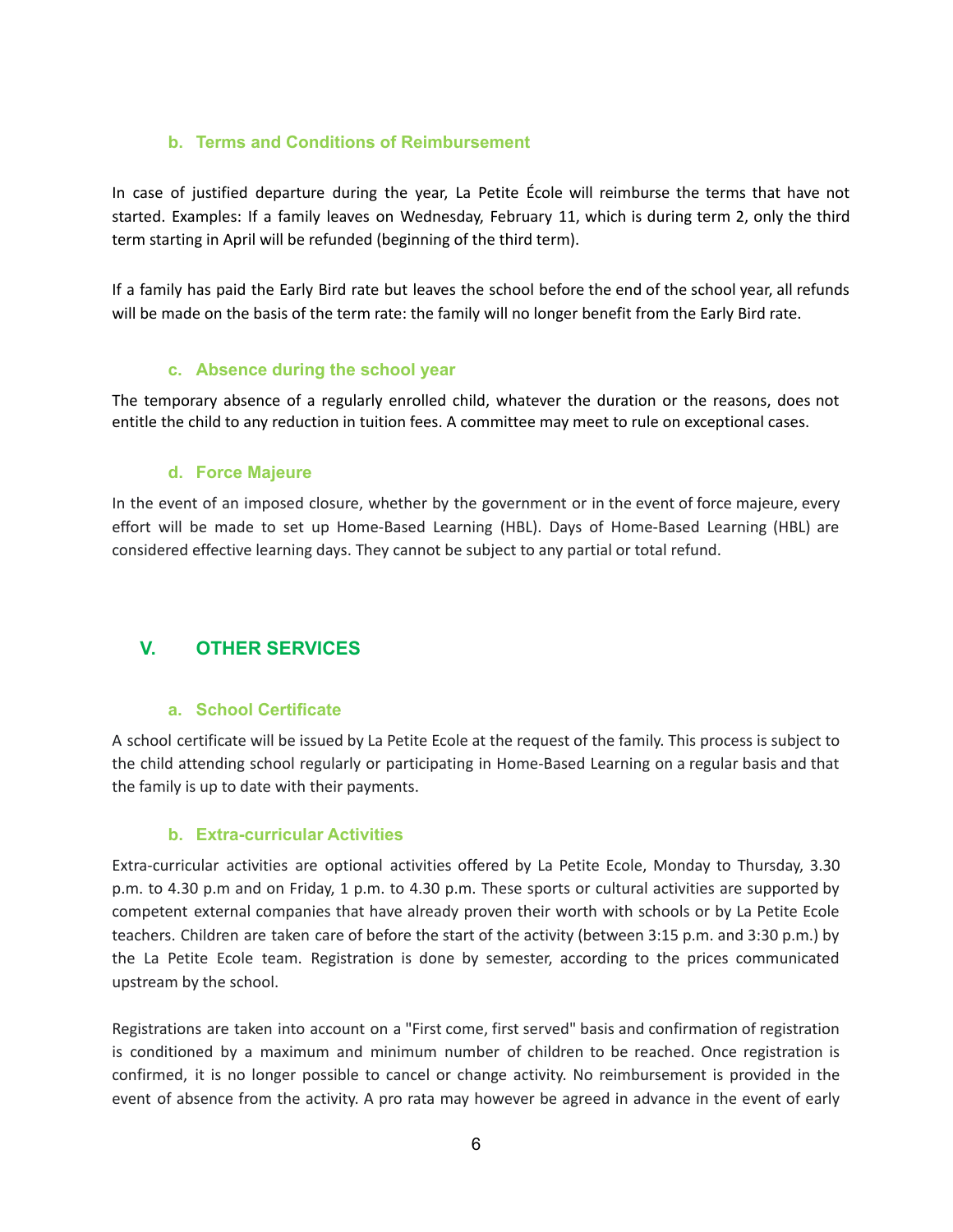### b. Terms and Conditions of Reimbursement

In case of justified departure during the year, La Petite École will reimburse the terms that have not started. Examples: If a family leaves on Wednesday, February 11, which is during term 2, only the third term starting in April will be refunded (beginning of the third term).

If a family has paid the Early Bird rate but leaves the school before the end of the school year, all refunds will be made on the basis of the term rate: the family will no longer benefit from the Early Bird rate.

### c. Absence during the school year

The temporary absence of a regularly enrolled child, whatever the duration or the reasons, does not entitle the child to any reduction in tuition fees. A committee may meet to rule on exceptional cases.

### d. Force Majeure

In the event of an imposed closure, whether by the government or in the event of force majeure, every effort will be made to set up Home-Based Learning (HBL). Days of Home-Based Learning (HBL) are considered effective learning days. They cannot be subject to any partial or total refund.

## V. OTHER SERVICES

### a. School Certificate

A school certificate will be issued by La Petite Ecole at the request of the family. This process is subject to the child attending school regularly or participating in Home-Based Learning on a regular basis and that the family is up to date with their payments.

### b. Extra-curricular Activities

Extra-curricular activities are optional activities offered by La Petite Ecole, Monday to Thursday, 3.30 p.m. to 4.30 p.m and on Friday, 1 p.m. to 4.30 p.m. These sports or cultural activities are supported by competent external companies that have already proven their worth with schools or by La Petite Ecole teachers. Children are taken care of before the start of the activity (between 3:15 p.m. and 3:30 p.m.) by the La Petite Ecole team. Registration is done by semester, according to the prices communicated upstream by the school.

Registrations are taken into account on a "First come, first served" basis and confirmation of registration is conditioned by a maximum and minimum number of children to be reached. Once registration is confirmed, it is no longer possible to cancel or change activity. No reimbursement is provided in the event of absence from the activity. A pro rata may however be agreed in advance in the event of early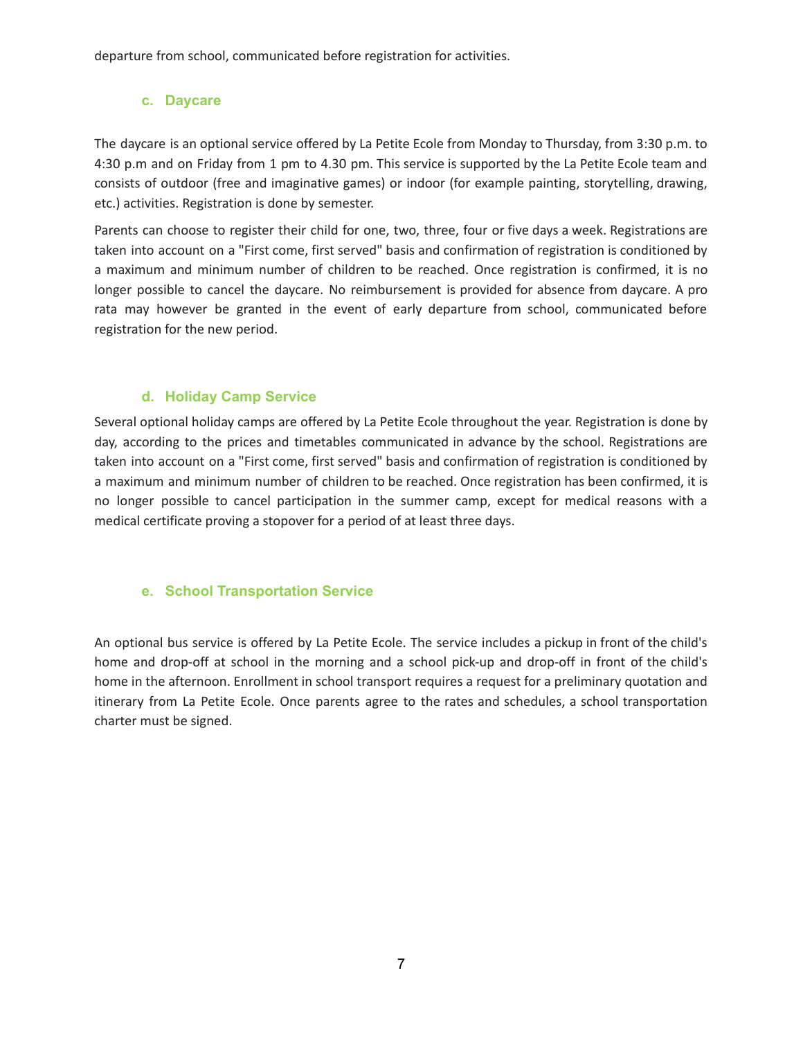departure from school, communicated before registration for activities.

### c. Daycare

The daycare is an optional service offered by La Petite Ecole from Monday to Thursday, from 3:30 p.m. to 4:30 p.m and on Friday from 1 pm to 4.30 pm. This service is supported by the La Petite Ecole team and consists of outdoor (free and imaginative games) or indoor (for example painting, storytelling, drawing, etc.) activities. Registration is done by semester.

Parents can choose to register their child for one, two, three, four or five days a week. Registrations are taken into account on a "First come, first served" basis and confirmation of registration is conditioned by a maximum and minimum number of children to be reached. Once registration is confirmed, it is no longer possible to cancel the daycare. No reimbursement is provided for absence from daycare. A pro rata may however be granted in the event of early departure from school, communicated before registration for the new period.

### d. Holiday Camp Service

Several optional holiday camps are offered by La Petite Ecole throughout the year. Registration is done by day, according to the prices and timetables communicated in advance by the school. Registrations are taken into account on a "First come, first served" basis and confirmation of registration is conditioned by a maximum and minimum number of children to be reached. Once registration has been confirmed, it is no longer possible to cancel participation in the summer camp, except for medical reasons with a medical certificate proving a stopover for a period of at least three days.

### e. School Transportation Service

An optional bus service is offered by La Petite Ecole. The service includes a pickup in front of the child's home and drop-off at school in the morning and a school pick-up and drop-off in front of the child's home in the afternoon. Enrollment in school transport requires a request for a preliminary quotation and itinerary from La Petite Ecole. Once parents agree to the rates and schedules, a school transportation charter must be signed.